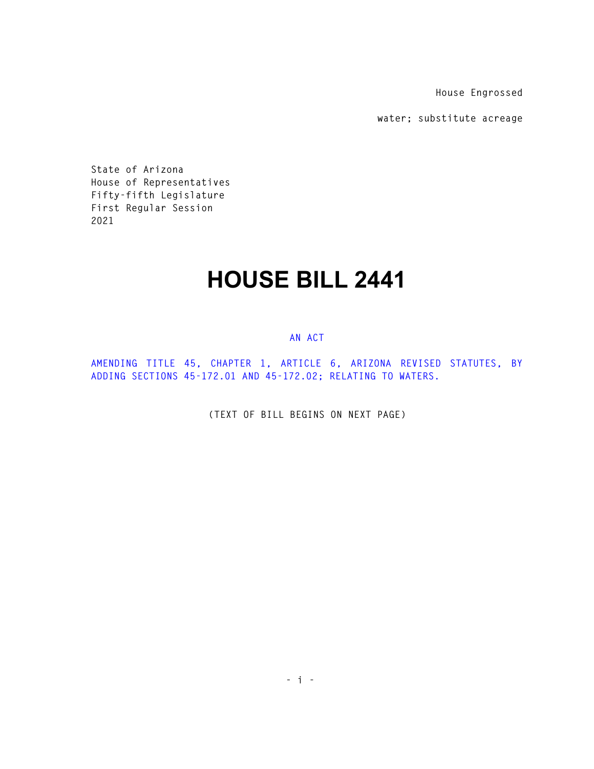House Engrossed

water; substitute acreage

State of Arizona
House of Representatives
Fifty-fifth Legislature
First Regular Session
2021

# HOUSE BILL 2441

AN ACT

AMENDING TITLE 45, CHAPTER 1, ARTICLE 6, ARIZONA REVISED STATUTES, BY ADDING SECTIONS 45-172.01 AND 45-172.02; RELATING TO WATERS.

(TEXT OF BILL BEGINS ON NEXT PAGE)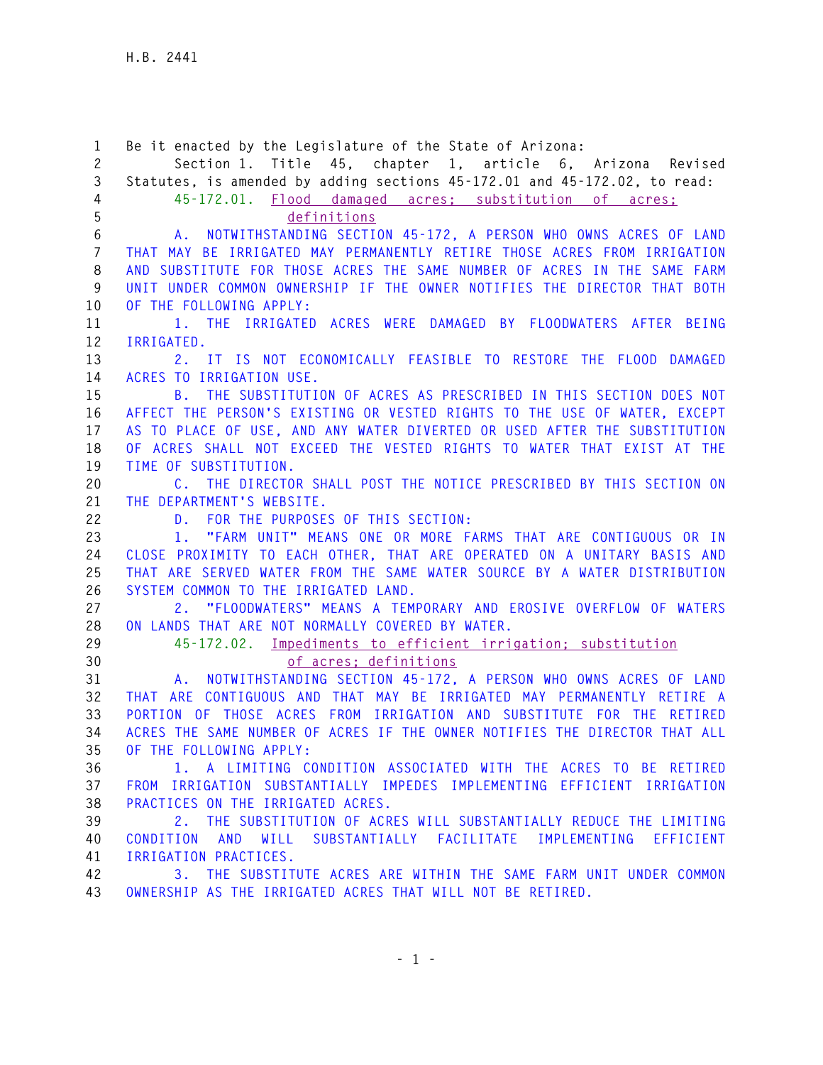Be it enacted by the Legislature of the State of Arizona:

Section 1. Title 45, chapter 1, article 6, Arizona Revised Statutes, is amended by adding sections 45-172.01 and 45-172.02, to read:

45-172.01. Flood damaged acres; substitution of acres; definitions

A. NOTWITHSTANDING SECTION 45-172, A PERSON WHO OWNS ACRES OF LAND THAT MAY BE IRRIGATED MAY PERMANENTLY RETIRE THOSE ACRES FROM IRRIGATION AND SUBSTITUTE FOR THOSE ACRES THE SAME NUMBER OF ACRES IN THE SAME FARM UNIT UNDER COMMON OWNERSHIP IF THE OWNER NOTIFIES THE DIRECTOR THAT BOTH OF THE FOLLOWING APPLY:

1. THE IRRIGATED ACRES WERE DAMAGED BY FLOODWATERS AFTER BEING IRRIGATED.

2. IT IS NOT ECONOMICALLY FEASIBLE TO RESTORE THE FLOOD DAMAGED ACRES TO IRRIGATION USE.

B. THE SUBSTITUTION OF ACRES AS PRESCRIBED IN THIS SECTION DOES NOT AFFECT THE PERSON'S EXISTING OR VESTED RIGHTS TO THE USE OF WATER, EXCEPT AS TO PLACE OF USE, AND ANY WATER DIVERTED OR USED AFTER THE SUBSTITUTION OF ACRES SHALL NOT EXCEED THE VESTED RIGHTS TO WATER THAT EXIST AT THE TIME OF SUBSTITUTION.

C. THE DIRECTOR SHALL POST THE NOTICE PRESCRIBED BY THIS SECTION ON THE DEPARTMENT'S WEBSITE.

D. FOR THE PURPOSES OF THIS SECTION:

1. "FARM UNIT" MEANS ONE OR MORE FARMS THAT ARE CONTIGUOUS OR IN CLOSE PROXIMITY TO EACH OTHER, THAT ARE OPERATED ON A UNITARY BASIS AND THAT ARE SERVED WATER FROM THE SAME WATER SOURCE BY A WATER DISTRIBUTION SYSTEM COMMON TO THE IRRIGATED LAND.

2. "FLOODWATERS" MEANS A TEMPORARY AND EROSIVE OVERFLOW OF WATERS ON LANDS THAT ARE NOT NORMALLY COVERED BY WATER.

45-172.02. Impediments to efficient irrigation; substitution of acres; definitions

A. NOTWITHSTANDING SECTION 45-172, A PERSON WHO OWNS ACRES OF LAND THAT ARE CONTIGUOUS AND THAT MAY BE IRRIGATED MAY PERMANENTLY RETIRE A PORTION OF THOSE ACRES FROM IRRIGATION AND SUBSTITUTE FOR THE RETIRED ACRES THE SAME NUMBER OF ACRES IF THE OWNER NOTIFIES THE DIRECTOR THAT ALL OF THE FOLLOWING APPLY:

1. A LIMITING CONDITION ASSOCIATED WITH THE ACRES TO BE RETIRED FROM IRRIGATION SUBSTANTIALLY IMPEDES IMPLEMENTING EFFICIENT IRRIGATION PRACTICES ON THE IRRIGATED ACRES.

2. THE SUBSTITUTION OF ACRES WILL SUBSTANTIALLY REDUCE THE LIMITING CONDITION AND WILL SUBSTANTIALLY FACILITATE IMPLEMENTING EFFICIENT IRRIGATION PRACTICES.

3. THE SUBSTITUTE ACRES ARE WITHIN THE SAME FARM UNIT UNDER COMMON OWNERSHIP AS THE IRRIGATED ACRES THAT WILL NOT BE RETIRED.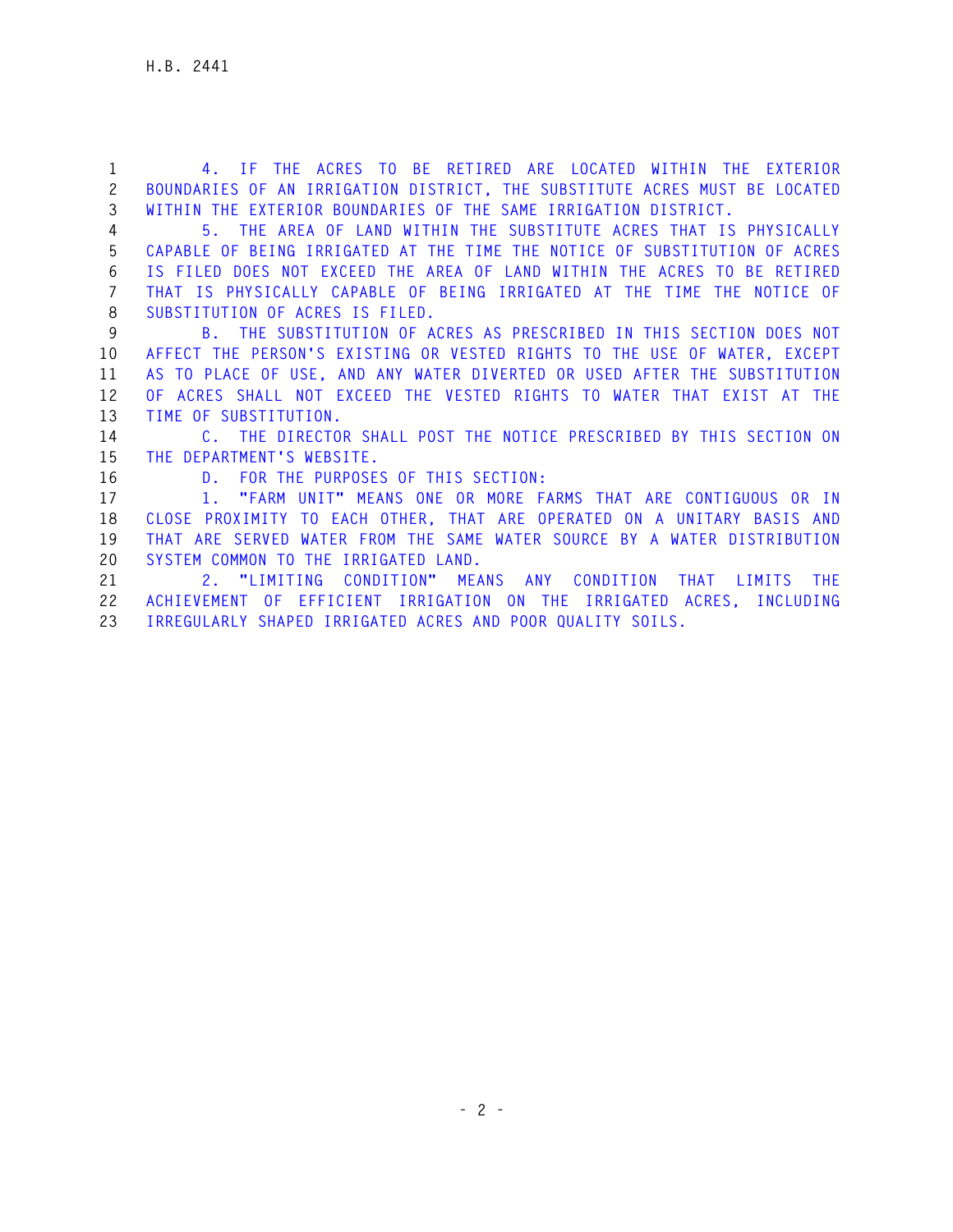4. IF THE ACRES TO BE RETIRED ARE LOCATED WITHIN THE EXTERIOR BOUNDARIES OF AN IRRIGATION DISTRICT, THE SUBSTITUTE ACRES MUST BE LOCATED WITHIN THE EXTERIOR BOUNDARIES OF THE SAME IRRIGATION DISTRICT.

5. THE AREA OF LAND WITHIN THE SUBSTITUTE ACRES THAT IS PHYSICALLY CAPABLE OF BEING IRRIGATED AT THE TIME THE NOTICE OF SUBSTITUTION OF ACRES IS FILED DOES NOT EXCEED THE AREA OF LAND WITHIN THE ACRES TO BE RETIRED THAT IS PHYSICALLY CAPABLE OF BEING IRRIGATED AT THE TIME THE NOTICE OF SUBSTITUTION OF ACRES IS FILED.

B. THE SUBSTITUTION OF ACRES AS PRESCRIBED IN THIS SECTION DOES NOT AFFECT THE PERSON'S EXISTING OR VESTED RIGHTS TO THE USE OF WATER, EXCEPT AS TO PLACE OF USE, AND ANY WATER DIVERTED OR USED AFTER THE SUBSTITUTION OF ACRES SHALL NOT EXCEED THE VESTED RIGHTS TO WATER THAT EXIST AT THE TIME OF SUBSTITUTION.

C. THE DIRECTOR SHALL POST THE NOTICE PRESCRIBED BY THIS SECTION ON THE DEPARTMENT'S WEBSITE.

D. FOR THE PURPOSES OF THIS SECTION:

1. "FARM UNIT" MEANS ONE OR MORE FARMS THAT ARE CONTIGUOUS OR IN CLOSE PROXIMITY TO EACH OTHER, THAT ARE OPERATED ON A UNITARY BASIS AND THAT ARE SERVED WATER FROM THE SAME WATER SOURCE BY A WATER DISTRIBUTION SYSTEM COMMON TO THE IRRIGATED LAND.

2. "LIMITING CONDITION" MEANS ANY CONDITION THAT LIMITS THE ACHIEVEMENT OF EFFICIENT IRRIGATION ON THE IRRIGATED ACRES, INCLUDING IRREGULARLY SHAPED IRRIGATED ACRES AND POOR QUALITY SOILS.